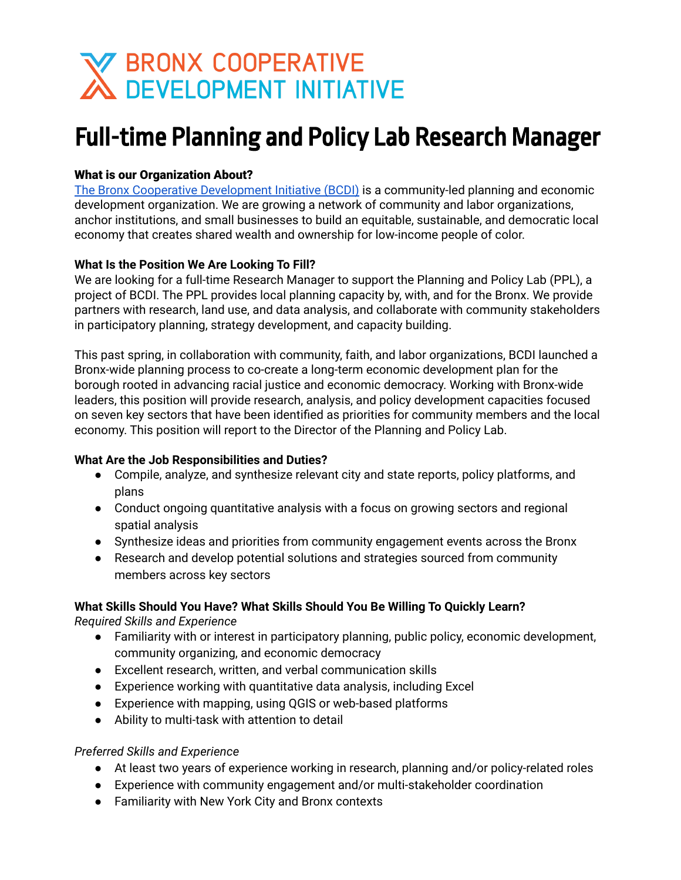BRONX COOPERATIVE DEVELOPMENT INITIATIVE

# Full-time Planning and Policy Lab Research Manager

**What is our Organization About?**
[The Bronx Cooperative Development Initiative (BCDI)] is a community-led planning and economic development organization. We are growing a network of community and labor organizations, anchor institutions, and small businesses to build an equitable, sustainable, and democratic local economy that creates shared wealth and ownership for low-income people of color.

**What Is the Position We Are Looking To Fill?**
We are looking for a full-time Research Manager to support the Planning and Policy Lab (PPL), a project of BCDI. The PPL provides local planning capacity by, with, and for the Bronx. We provide partners with research, land use, and data analysis, and collaborate with community stakeholders in participatory planning, strategy development, and capacity building.

This past spring, in collaboration with community, faith, and labor organizations, BCDI launched a Bronx-wide planning process to co-create a long-term economic development plan for the borough rooted in advancing racial justice and economic democracy. Working with Bronx-wide leaders, this position will provide research, analysis, and policy development capacities focused on seven key sectors that have been identified as priorities for community members and the local economy. This position will report to the Director of the Planning and Policy Lab.

**What Are the Job Responsibilities and Duties?**

- Compile, analyze, and synthesize relevant city and state reports, policy platforms, and plans
- Conduct ongoing quantitative analysis with a focus on growing sectors and regional spatial analysis
- Synthesize ideas and priorities from community engagement events across the Bronx
- Research and develop potential solutions and strategies sourced from community members across key sectors

**What Skills Should You Have? What Skills Should You Be Willing To Quickly Learn?**

*Required Skills and Experience*

- Familiarity with or interest in participatory planning, public policy, economic development, community organizing, and economic democracy
- Excellent research, written, and verbal communication skills
- Experience working with quantitative data analysis, including Excel
- Experience with mapping, using QGIS or web-based platforms
- Ability to multi-task with attention to detail

*Preferred Skills and Experience*

- At least two years of experience working in research, planning and/or policy-related roles
- Experience with community engagement and/or multi-stakeholder coordination
- Familiarity with New York City and Bronx contexts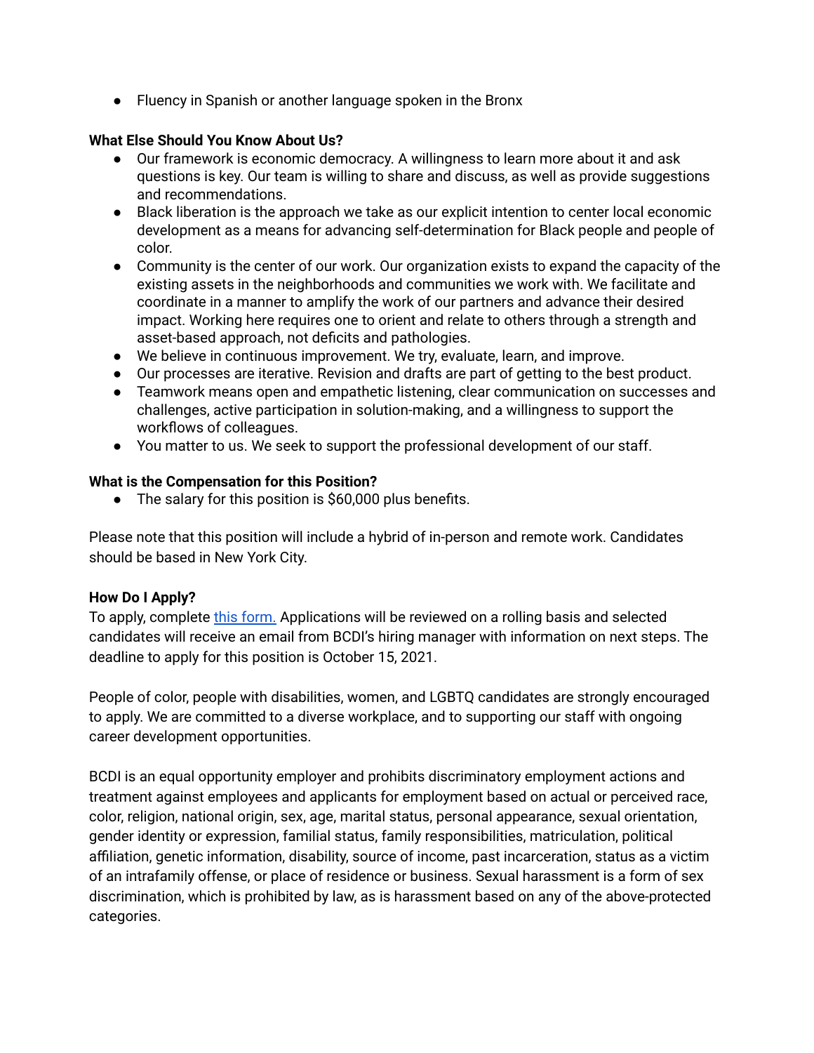- Fluency in Spanish or another language spoken in the Bronx

**What Else Should You Know About Us?**

- Our framework is economic democracy. A willingness to learn more about it and ask questions is key. Our team is willing to share and discuss, as well as provide suggestions and recommendations.
- Black liberation is the approach we take as our explicit intention to center local economic development as a means for advancing self-determination for Black people and people of color.
- Community is the center of our work. Our organization exists to expand the capacity of the existing assets in the neighborhoods and communities we work with. We facilitate and coordinate in a manner to amplify the work of our partners and advance their desired impact. Working here requires one to orient and relate to others through a strength and asset-based approach, not deficits and pathologies.
- We believe in continuous improvement. We try, evaluate, learn, and improve.
- Our processes are iterative. Revision and drafts are part of getting to the best product.
- Teamwork means open and empathetic listening, clear communication on successes and challenges, active participation in solution-making, and a willingness to support the workflows of colleagues.
- You matter to us. We seek to support the professional development of our staff.

**What is the Compensation for this Position?**

- The salary for this position is $60,000 plus benefits.

Please note that this position will include a hybrid of in-person and remote work. Candidates should be based in New York City.

**How Do I Apply?**

To apply, complete this form. Applications will be reviewed on a rolling basis and selected candidates will receive an email from BCDI's hiring manager with information on next steps. The deadline to apply for this position is October 15, 2021.

People of color, people with disabilities, women, and LGBTQ candidates are strongly encouraged to apply. We are committed to a diverse workplace, and to supporting our staff with ongoing career development opportunities.

BCDI is an equal opportunity employer and prohibits discriminatory employment actions and treatment against employees and applicants for employment based on actual or perceived race, color, religion, national origin, sex, age, marital status, personal appearance, sexual orientation, gender identity or expression, familial status, family responsibilities, matriculation, political affiliation, genetic information, disability, source of income, past incarceration, status as a victim of an intrafamily offense, or place of residence or business. Sexual harassment is a form of sex discrimination, which is prohibited by law, as is harassment based on any of the above-protected categories.